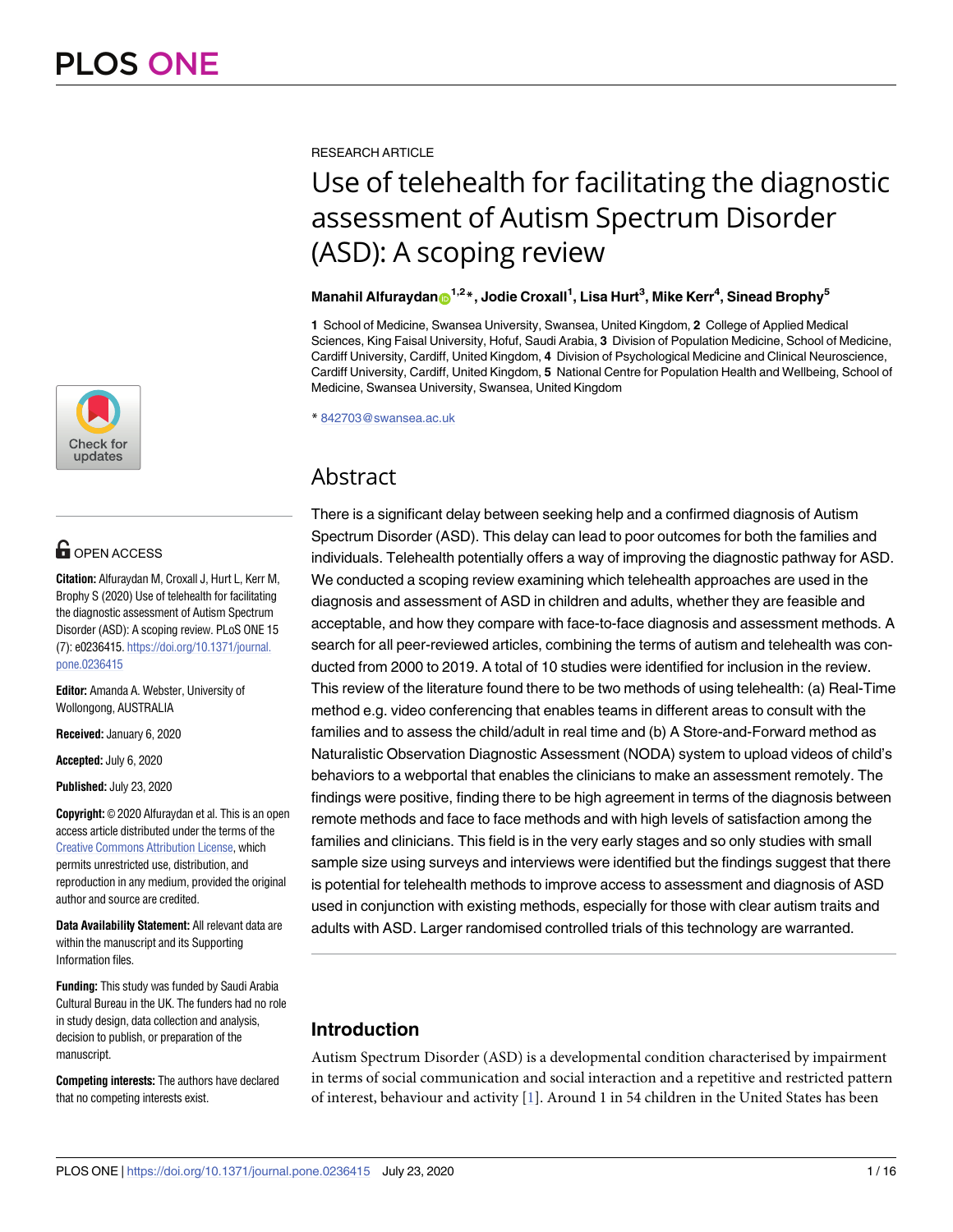RESEARCH ARTICLE

# Use of telehealth for facilitating the diagnostic assessment of Autism Spectrum Disorder (ASD): A scoping review

**Manahil Alfuraydan[1,2]*, Jodie Croxall[1], Lisa Hurt[3], Mike Kerr[4], Sinead Brophy[5]**

**1** School of Medicine, Swansea University, Swansea, United Kingdom, **2** College of Applied Medical Sciences, King Faisal University, Hofuf, Saudi Arabia, **3** Division of Population Medicine, School of Medicine, Cardiff University, Cardiff, United Kingdom, **4** Division of Psychological Medicine and Clinical Neuroscience, Cardiff University, Cardiff, United Kingdom, **5** National Centre for Population Health and Wellbeing, School of Medicine, Swansea University, Swansea, United Kingdom

* 842703@swansea.ac.uk

OPEN ACCESS

**Citation:** Alfuraydan M, Croxall J, Hurt L, Kerr M, Brophy S (2020) Use of telehealth for facilitating the diagnostic assessment of Autism Spectrum Disorder (ASD): A scoping review. PLoS ONE 15 (7): e0236415. https://doi.org/10.1371/journal.pone.0236415

**Editor:** Amanda A. Webster, University of Wollongong, AUSTRALIA

**Received:** January 6, 2020

**Accepted:** July 6, 2020

**Published:** July 23, 2020

**Copyright:** © 2020 Alfuraydan et al. This is an open access article distributed under the terms of the Creative Commons Attribution License, which permits unrestricted use, distribution, and reproduction in any medium, provided the original author and source are credited.

**Data Availability Statement:** All relevant data are within the manuscript and its Supporting Information files.

**Funding:** This study was funded by Saudi Arabia Cultural Bureau in the UK. The funders had no role in study design, data collection and analysis, decision to publish, or preparation of the manuscript.

**Competing interests:** The authors have declared that no competing interests exist.

## Abstract

There is a significant delay between seeking help and a confirmed diagnosis of Autism Spectrum Disorder (ASD). This delay can lead to poor outcomes for both the families and individuals. Telehealth potentially offers a way of improving the diagnostic pathway for ASD. We conducted a scoping review examining which telehealth approaches are used in the diagnosis and assessment of ASD in children and adults, whether they are feasible and acceptable, and how they compare with face-to-face diagnosis and assessment methods. A search for all peer-reviewed articles, combining the terms of autism and telehealth was conducted from 2000 to 2019. A total of 10 studies were identified for inclusion in the review. This review of the literature found there to be two methods of using telehealth: (a) Real-Time method e.g. video conferencing that enables teams in different areas to consult with the families and to assess the child/adult in real time and (b) A Store-and-Forward method as Naturalistic Observation Diagnostic Assessment (NODA) system to upload videos of child's behaviors to a webportal that enables the clinicians to make an assessment remotely. The findings were positive, finding there to be high agreement in terms of the diagnosis between remote methods and face to face methods and with high levels of satisfaction among the families and clinicians. This field is in the very early stages and so only studies with small sample size using surveys and interviews were identified but the findings suggest that there is potential for telehealth methods to improve access to assessment and diagnosis of ASD used in conjunction with existing methods, especially for those with clear autism traits and adults with ASD. Larger randomised controlled trials of this technology are warranted.

## Introduction

Autism Spectrum Disorder (ASD) is a developmental condition characterised by impairment in terms of social communication and social interaction and a repetitive and restricted pattern of interest, behaviour and activity [1]. Around 1 in 54 children in the United States has been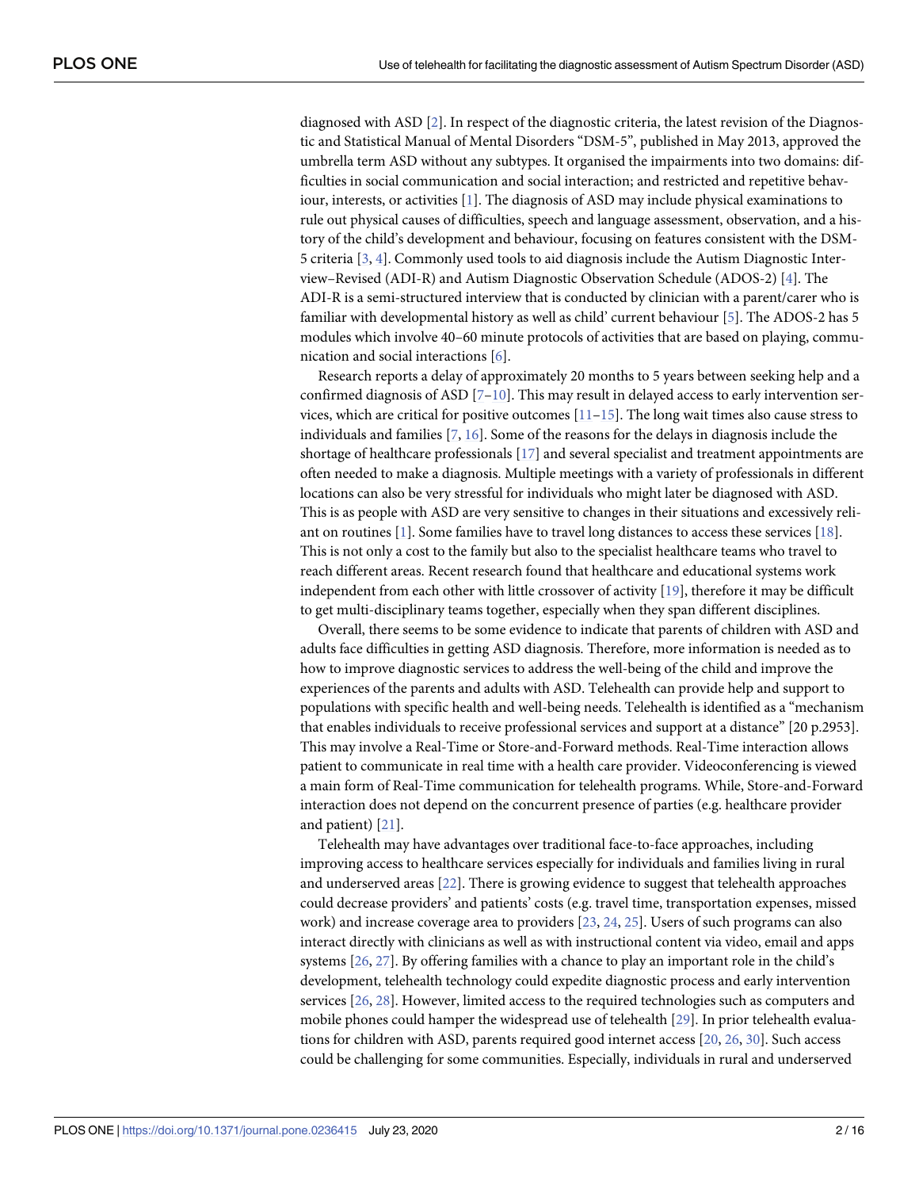diagnosed with ASD [2]. In respect of the diagnostic criteria, the latest revision of the Diagnostic and Statistical Manual of Mental Disorders "DSM-5", published in May 2013, approved the umbrella term ASD without any subtypes. It organised the impairments into two domains: difficulties in social communication and social interaction; and restricted and repetitive behaviour, interests, or activities [1]. The diagnosis of ASD may include physical examinations to rule out physical causes of difficulties, speech and language assessment, observation, and a history of the child's development and behaviour, focusing on features consistent with the DSM-5 criteria [3, 4]. Commonly used tools to aid diagnosis include the Autism Diagnostic Interview–Revised (ADI-R) and Autism Diagnostic Observation Schedule (ADOS-2) [4]. The ADI-R is a semi-structured interview that is conducted by clinician with a parent/carer who is familiar with developmental history as well as child' current behaviour [5]. The ADOS-2 has 5 modules which involve 40–60 minute protocols of activities that are based on playing, communication and social interactions [6].

Research reports a delay of approximately 20 months to 5 years between seeking help and a confirmed diagnosis of ASD [7–10]. This may result in delayed access to early intervention services, which are critical for positive outcomes [11–15]. The long wait times also cause stress to individuals and families [7, 16]. Some of the reasons for the delays in diagnosis include the shortage of healthcare professionals [17] and several specialist and treatment appointments are often needed to make a diagnosis. Multiple meetings with a variety of professionals in different locations can also be very stressful for individuals who might later be diagnosed with ASD. This is as people with ASD are very sensitive to changes in their situations and excessively reliant on routines [1]. Some families have to travel long distances to access these services [18]. This is not only a cost to the family but also to the specialist healthcare teams who travel to reach different areas. Recent research found that healthcare and educational systems work independent from each other with little crossover of activity [19], therefore it may be difficult to get multi-disciplinary teams together, especially when they span different disciplines.

Overall, there seems to be some evidence to indicate that parents of children with ASD and adults face difficulties in getting ASD diagnosis. Therefore, more information is needed as to how to improve diagnostic services to address the well-being of the child and improve the experiences of the parents and adults with ASD. Telehealth can provide help and support to populations with specific health and well-being needs. Telehealth is identified as a "mechanism that enables individuals to receive professional services and support at a distance" [20 p.2953]. This may involve a Real-Time or Store-and-Forward methods. Real-Time interaction allows patient to communicate in real time with a health care provider. Videoconferencing is viewed a main form of Real-Time communication for telehealth programs. While, Store-and-Forward interaction does not depend on the concurrent presence of parties (e.g. healthcare provider and patient) [21].

Telehealth may have advantages over traditional face-to-face approaches, including improving access to healthcare services especially for individuals and families living in rural and underserved areas [22]. There is growing evidence to suggest that telehealth approaches could decrease providers' and patients' costs (e.g. travel time, transportation expenses, missed work) and increase coverage area to providers [23, 24, 25]. Users of such programs can also interact directly with clinicians as well as with instructional content via video, email and apps systems [26, 27]. By offering families with a chance to play an important role in the child's development, telehealth technology could expedite diagnostic process and early intervention services [26, 28]. However, limited access to the required technologies such as computers and mobile phones could hamper the widespread use of telehealth [29]. In prior telehealth evaluations for children with ASD, parents required good internet access [20, 26, 30]. Such access could be challenging for some communities. Especially, individuals in rural and underserved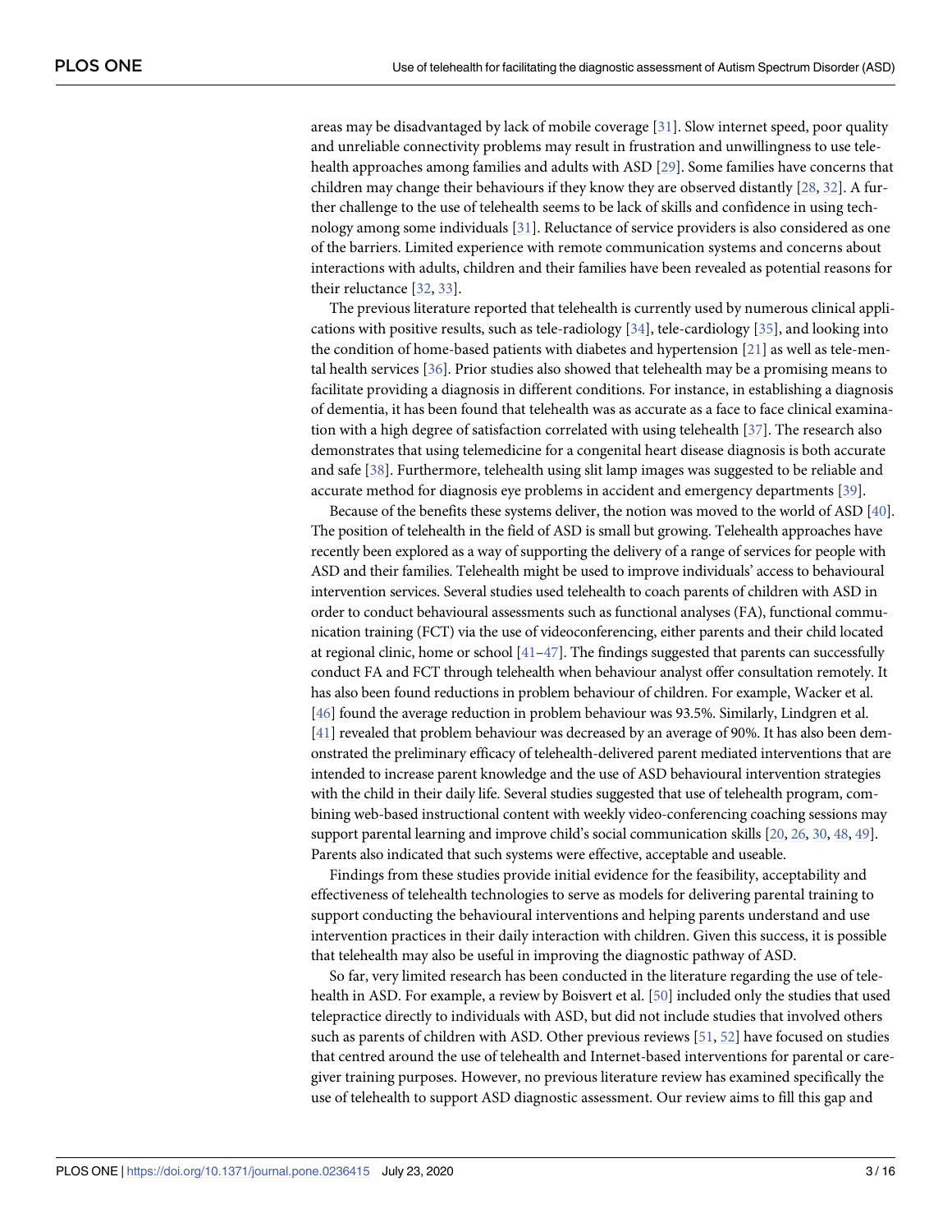areas may be disadvantaged by lack of mobile coverage [31]. Slow internet speed, poor quality and unreliable connectivity problems may result in frustration and unwillingness to use telehealth approaches among families and adults with ASD [29]. Some families have concerns that children may change their behaviours if they know they are observed distantly [28, 32]. A further challenge to the use of telehealth seems to be lack of skills and confidence in using technology among some individuals [31]. Reluctance of service providers is also considered as one of the barriers. Limited experience with remote communication systems and concerns about interactions with adults, children and their families have been revealed as potential reasons for their reluctance [32, 33].

The previous literature reported that telehealth is currently used by numerous clinical applications with positive results, such as tele-radiology [34], tele-cardiology [35], and looking into the condition of home-based patients with diabetes and hypertension [21] as well as tele-mental health services [36]. Prior studies also showed that telehealth may be a promising means to facilitate providing a diagnosis in different conditions. For instance, in establishing a diagnosis of dementia, it has been found that telehealth was as accurate as a face to face clinical examination with a high degree of satisfaction correlated with using telehealth [37]. The research also demonstrates that using telemedicine for a congenital heart disease diagnosis is both accurate and safe [38]. Furthermore, telehealth using slit lamp images was suggested to be reliable and accurate method for diagnosis eye problems in accident and emergency departments [39].

Because of the benefits these systems deliver, the notion was moved to the world of ASD [40]. The position of telehealth in the field of ASD is small but growing. Telehealth approaches have recently been explored as a way of supporting the delivery of a range of services for people with ASD and their families. Telehealth might be used to improve individuals' access to behavioural intervention services. Several studies used telehealth to coach parents of children with ASD in order to conduct behavioural assessments such as functional analyses (FA), functional communication training (FCT) via the use of videoconferencing, either parents and their child located at regional clinic, home or school [41–47]. The findings suggested that parents can successfully conduct FA and FCT through telehealth when behaviour analyst offer consultation remotely. It has also been found reductions in problem behaviour of children. For example, Wacker et al. [46] found the average reduction in problem behaviour was 93.5%. Similarly, Lindgren et al. [41] revealed that problem behaviour was decreased by an average of 90%. It has also been demonstrated the preliminary efficacy of telehealth-delivered parent mediated interventions that are intended to increase parent knowledge and the use of ASD behavioural intervention strategies with the child in their daily life. Several studies suggested that use of telehealth program, combining web-based instructional content with weekly video-conferencing coaching sessions may support parental learning and improve child's social communication skills [20, 26, 30, 48, 49]. Parents also indicated that such systems were effective, acceptable and useable.

Findings from these studies provide initial evidence for the feasibility, acceptability and effectiveness of telehealth technologies to serve as models for delivering parental training to support conducting the behavioural interventions and helping parents understand and use intervention practices in their daily interaction with children. Given this success, it is possible that telehealth may also be useful in improving the diagnostic pathway of ASD.

So far, very limited research has been conducted in the literature regarding the use of telehealth in ASD. For example, a review by Boisvert et al. [50] included only the studies that used telepractice directly to individuals with ASD, but did not include studies that involved others such as parents of children with ASD. Other previous reviews [51, 52] have focused on studies that centred around the use of telehealth and Internet-based interventions for parental or caregiver training purposes. However, no previous literature review has examined specifically the use of telehealth to support ASD diagnostic assessment. Our review aims to fill this gap and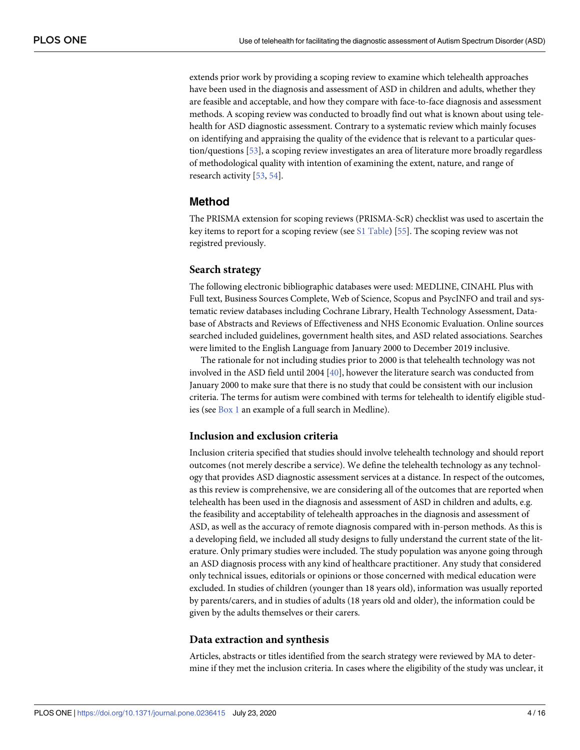extends prior work by providing a scoping review to examine which telehealth approaches have been used in the diagnosis and assessment of ASD in children and adults, whether they are feasible and acceptable, and how they compare with face-to-face diagnosis and assessment methods. A scoping review was conducted to broadly find out what is known about using telehealth for ASD diagnostic assessment. Contrary to a systematic review which mainly focuses on identifying and appraising the quality of the evidence that is relevant to a particular question/questions [53], a scoping review investigates an area of literature more broadly regardless of methodological quality with intention of examining the extent, nature, and range of research activity [53, 54].

## Method

The PRISMA extension for scoping reviews (PRISMA-ScR) checklist was used to ascertain the key items to report for a scoping review (see S1 Table) [55]. The scoping review was not registred previously.

### Search strategy

The following electronic bibliographic databases were used: MEDLINE, CINAHL Plus with Full text, Business Sources Complete, Web of Science, Scopus and PsycINFO and trail and systematic review databases including Cochrane Library, Health Technology Assessment, Database of Abstracts and Reviews of Effectiveness and NHS Economic Evaluation. Online sources searched included guidelines, government health sites, and ASD related associations. Searches were limited to the English Language from January 2000 to December 2019 inclusive.

The rationale for not including studies prior to 2000 is that telehealth technology was not involved in the ASD field until 2004 [40], however the literature search was conducted from January 2000 to make sure that there is no study that could be consistent with our inclusion criteria. The terms for autism were combined with terms for telehealth to identify eligible studies (see Box 1 an example of a full search in Medline).

### Inclusion and exclusion criteria

Inclusion criteria specified that studies should involve telehealth technology and should report outcomes (not merely describe a service). We define the telehealth technology as any technology that provides ASD diagnostic assessment services at a distance. In respect of the outcomes, as this review is comprehensive, we are considering all of the outcomes that are reported when telehealth has been used in the diagnosis and assessment of ASD in children and adults, e.g. the feasibility and acceptability of telehealth approaches in the diagnosis and assessment of ASD, as well as the accuracy of remote diagnosis compared with in-person methods. As this is a developing field, we included all study designs to fully understand the current state of the literature. Only primary studies were included. The study population was anyone going through an ASD diagnosis process with any kind of healthcare practitioner. Any study that considered only technical issues, editorials or opinions or those concerned with medical education were excluded. In studies of children (younger than 18 years old), information was usually reported by parents/carers, and in studies of adults (18 years old and older), the information could be given by the adults themselves or their carers.

### Data extraction and synthesis

Articles, abstracts or titles identified from the search strategy were reviewed by MA to determine if they met the inclusion criteria. In cases where the eligibility of the study was unclear, it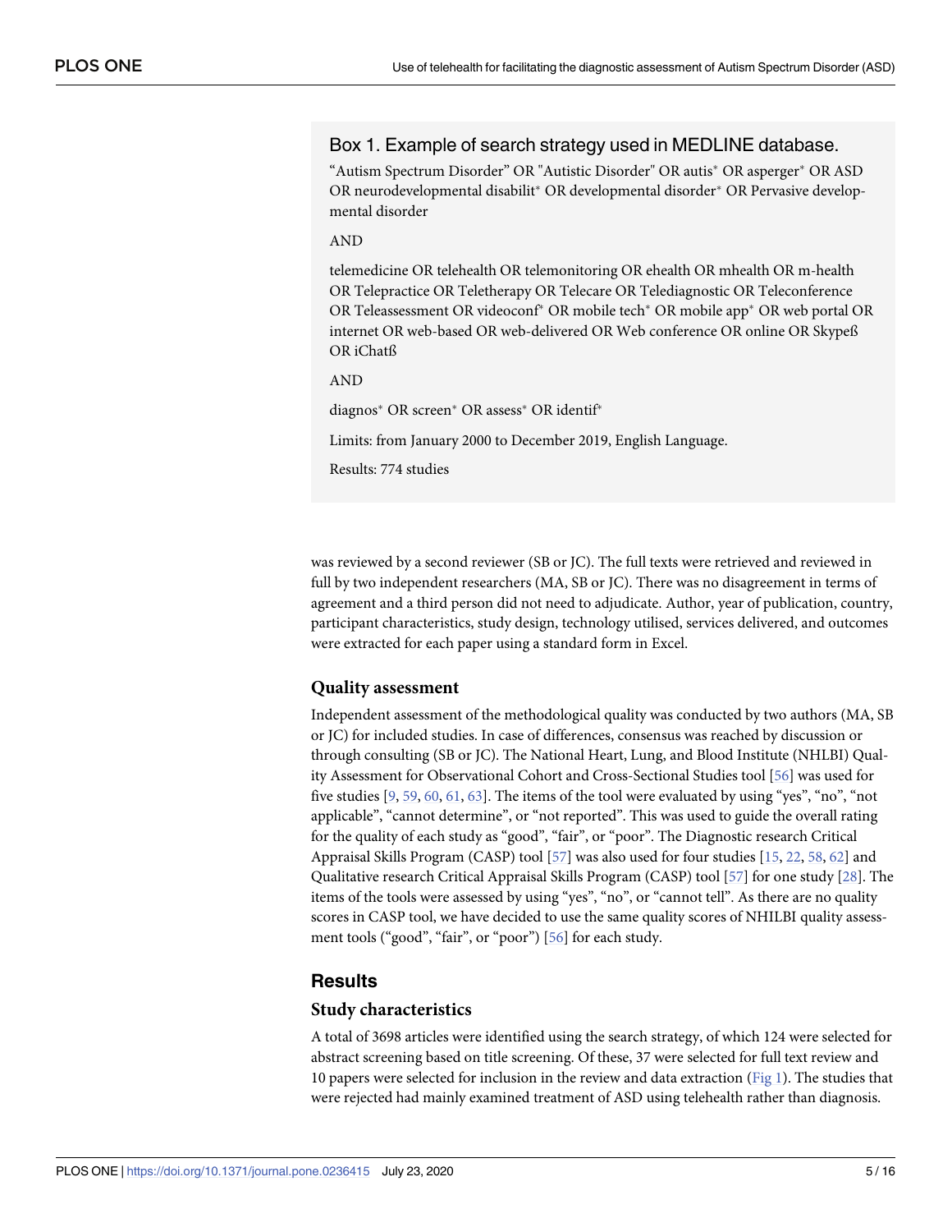### Box 1. Example of search strategy used in MEDLINE database.

"Autism Spectrum Disorder" OR "Autistic Disorder" OR autis* OR asperger* OR ASD OR neurodevelopmental disabilit* OR developmental disorder* OR Pervasive developmental disorder

AND

telemedicine OR telehealth OR telemonitoring OR ehealth OR mhealth OR m-health OR Telepractice OR Teletherapy OR Telecare OR Telediagnostic OR Teleconference OR Teleassessment OR videoconf* OR mobile tech* OR mobile app* OR web portal OR internet OR web-based OR web-delivered OR Web conference OR online OR Skypeß OR iChatß

AND

diagnos* OR screen* OR assess* OR identif*

Limits: from January 2000 to December 2019, English Language.

Results: 774 studies

was reviewed by a second reviewer (SB or JC). The full texts were retrieved and reviewed in full by two independent researchers (MA, SB or JC). There was no disagreement in terms of agreement and a third person did not need to adjudicate. Author, year of publication, country, participant characteristics, study design, technology utilised, services delivered, and outcomes were extracted for each paper using a standard form in Excel.

### Quality assessment

Independent assessment of the methodological quality was conducted by two authors (MA, SB or JC) for included studies. In case of differences, consensus was reached by discussion or through consulting (SB or JC). The National Heart, Lung, and Blood Institute (NHLBI) Quality Assessment for Observational Cohort and Cross-Sectional Studies tool [56] was used for five studies [9, 59, 60, 61, 63]. The items of the tool were evaluated by using "yes", "no", "not applicable", "cannot determine", or "not reported". This was used to guide the overall rating for the quality of each study as "good", "fair", or "poor". The Diagnostic research Critical Appraisal Skills Program (CASP) tool [57] was also used for four studies [15, 22, 58, 62] and Qualitative research Critical Appraisal Skills Program (CASP) tool [57] for one study [28]. The items of the tools were assessed by using "yes", "no", or "cannot tell". As there are no quality scores in CASP tool, we have decided to use the same quality scores of NHILBI quality assessment tools ("good", "fair", or "poor") [56] for each study.

## Results

### Study characteristics

A total of 3698 articles were identified using the search strategy, of which 124 were selected for abstract screening based on title screening. Of these, 37 were selected for full text review and 10 papers were selected for inclusion in the review and data extraction (Fig 1). The studies that were rejected had mainly examined treatment of ASD using telehealth rather than diagnosis.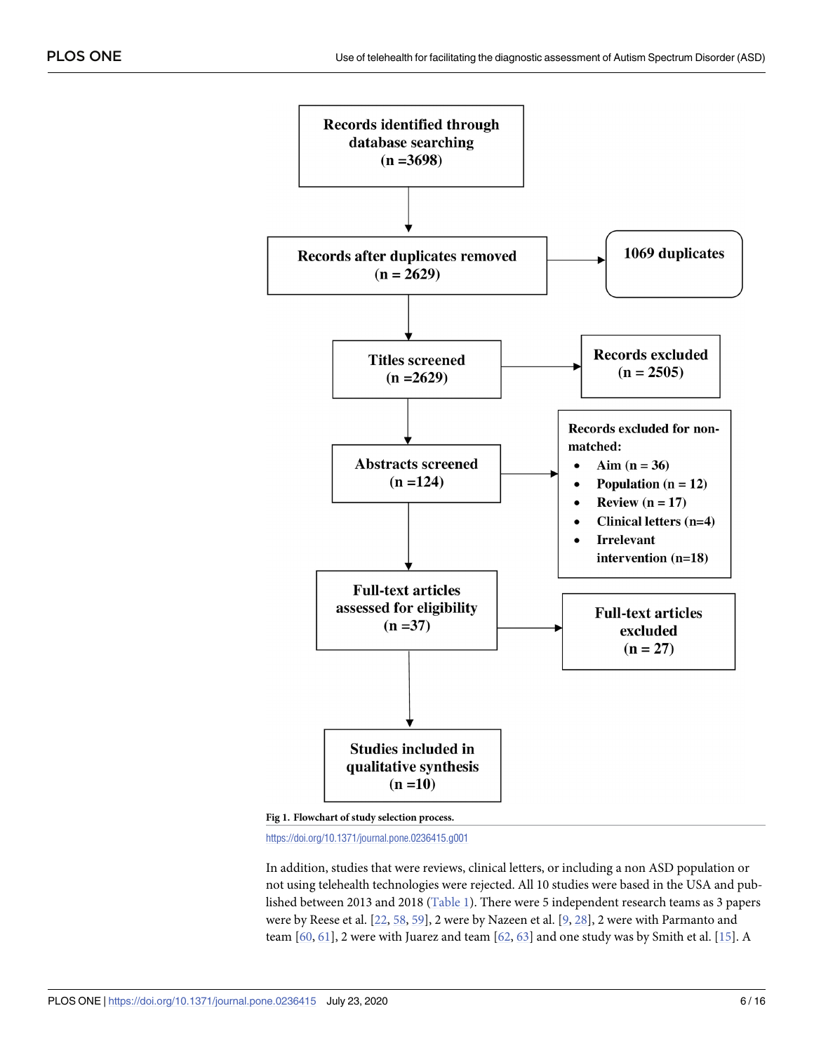Records identified through database searching (n =3698)

Records after duplicates removed (n = 2629)

1069 duplicates

Titles screened (n =2629)

Records excluded (n = 2505)

Abstracts screened (n =124)

Records excluded for non-matched:

- Aim (n = 36)
- Population (n = 12)
- Review (n = 17)
- Clinical letters (n=4)
- Irrelevant intervention (n=18)

Full-text articles assessed for eligibility (n =37)

Full-text articles excluded (n = 27)

Studies included in qualitative synthesis (n =10)

**Fig 1. Flowchart of study selection process.**

https://doi.org/10.1371/journal.pone.0236415.g001

In addition, studies that were reviews, clinical letters, or including a non ASD population or not using telehealth technologies were rejected. All 10 studies were based in the USA and published between 2013 and 2018 (Table 1). There were 5 independent research teams as 3 papers were by Reese et al. [22, 58, 59], 2 were by Nazeen et al. [9, 28], 2 were with Parmanto and team [60, 61], 2 were with Juarez and team [62, 63] and one study was by Smith et al. [15]. A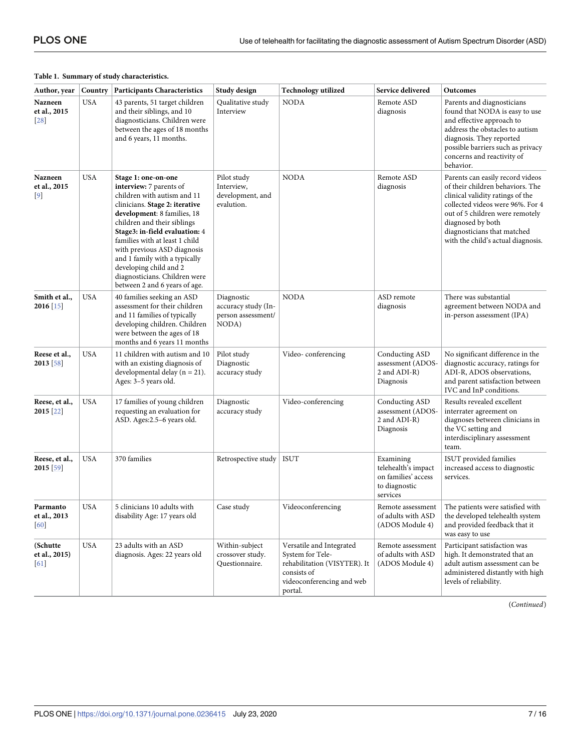**Table 1. Summary of study characteristics.**

| Author, year | Country | Participants Characteristics | Study design | Technology utilized | Service delivered | Outcomes |
|---|---|---|---|---|---|---|
| **Nazneen et al., 2015** [28] | USA | 43 parents, 51 target children and their siblings, and 10 diagnosticians. Children were between the ages of 18 months and 6 years, 11 months. | Qualitative study Interview | NODA | Remote ASD diagnosis | Parents and diagnosticians found that NODA is easy to use and effective approach to address the obstacles to autism diagnosis. They reported possible barriers such as privacy concerns and reactivity of behavior. |
| **Nazneen et al., 2015** [9] | USA | **Stage 1: one-on-one interview:** 7 parents of children with autism and 11 clinicians. **Stage 2: iterative development**: 8 families, 18 children and their siblings **Stage3: in-field evaluation:** 4 families with at least 1 child with previous ASD diagnosis and 1 family with a typically developing child and 2 diagnosticians. Children were between 2 and 6 years of age. | Pilot study Interview, development, and evalution. | NODA | Remote ASD diagnosis | Parents can easily record videos of their children behaviors. The clinical validity ratings of the collected videos were 96%. For 4 out of 5 children were remotely diagnosed by both diagnosticians that matched with the child's actual diagnosis. |
| **Smith et al., 2016** [15] | USA | 40 families seeking an ASD assessment for their children and 11 families of typically developing children. Children were between the ages of 18 months and 6 years 11 months | Diagnostic accuracy study (In-person assessment/ NODA) | NODA | ASD remote diagnosis | There was substantial agreement between NODA and in-person assessment (IPA) |
| **Reese et al., 2013** [58] | USA | 11 children with autism and 10 with an existing diagnosis of developmental delay (n = 21). Ages: 3–5 years old. | Pilot study Diagnostic accuracy study | Video- conferencing | Conducting ASD assessment (ADOS-2 and ADI-R) Diagnosis | No significant difference in the diagnostic accuracy, ratings for ADI-R, ADOS observations, and parent satisfaction between IVC and InP conditions. |
| **Reese, et al., 2015** [22] | USA | 17 families of young children requesting an evaluation for ASD. Ages:2.5–6 years old. | Diagnostic accuracy study | Video-conferencing | Conducting ASD assessment (ADOS-2 and ADI-R) Diagnosis | Results revealed excellent interrater agreement on diagnoses between clinicians in the VC setting and interdisciplinary assessment team. |
| **Reese, et al., 2015** [59] | USA | 370 families | Retrospective study | ISUT | Examining telehealth's impact on families' access to diagnostic services | ISUT provided families increased access to diagnostic services. |
| **Parmanto et al., 2013** [60] | USA | 5 clinicians 10 adults with disability Age: 17 years old | Case study | Videoconferencing | Remote assessment of adults with ASD (ADOS Module 4) | The patients were satisfied with the developed telehealth system and provided feedback that it was easy to use |
| **(Schutte et al., 2015)** [61] | USA | 23 adults with an ASD diagnosis. Ages: 22 years old | Within-subject crossover study. Questionnaire. | Versatile and Integrated System for Tele-rehabilitation (VISYTER). It consists of videoconferencing and web portal. | Remote assessment of adults with ASD (ADOS Module 4) | Participant satisfaction was high. It demonstrated that an adult autism assessment can be administered distantly with high levels of reliability. |

(*Continued*)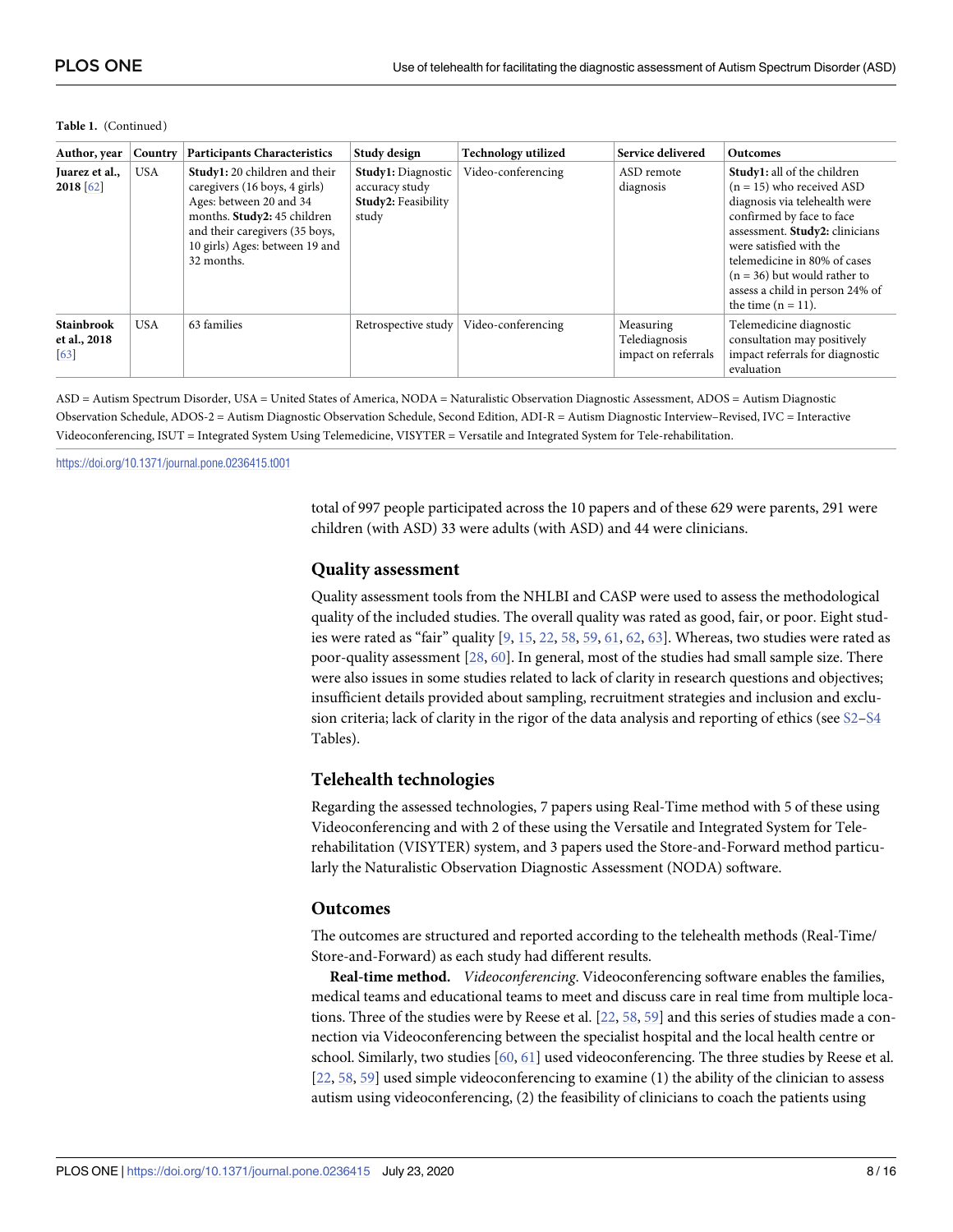**Table 1.** (Continued)

| Author, year | Country | Participants Characteristics | Study design | Technology utilized | Service delivered | Outcomes |
|---|---|---|---|---|---|---|
| **Juarez et al., 2018** [62] | USA | **Study1:** 20 children and their caregivers (16 boys, 4 girls) Ages: between 20 and 34 months. **Study2:** 45 children and their caregivers (35 boys, 10 girls) Ages: between 19 and 32 months. | **Study1:** Diagnostic accuracy study **Study2:** Feasibility study | Video-conferencing | ASD remote diagnosis | **Study1:** all of the children (n = 15) who received ASD diagnosis via telehealth were confirmed by face to face assessment. **Study2:** clinicians were satisfied with the telemedicine in 80% of cases (n = 36) but would rather to assess a child in person 24% of the time (n = 11). |
| **Stainbrook et al., 2018** [63] | USA | 63 families | Retrospective study | Video-conferencing | Measuring Telediagnosis impact on referrals | Telemedicine diagnostic consultation may positively impact referrals for diagnostic evaluation |

ASD = Autism Spectrum Disorder, USA = United States of America, NODA = Naturalistic Observation Diagnostic Assessment, ADOS = Autism Diagnostic Observation Schedule, ADOS-2 = Autism Diagnostic Observation Schedule, Second Edition, ADI-R = Autism Diagnostic Interview–Revised, IVC = Interactive Videoconferencing, ISUT = Integrated System Using Telemedicine, VISYTER = Versatile and Integrated System for Tele-rehabilitation.

https://doi.org/10.1371/journal.pone.0236415.t001

total of 997 people participated across the 10 papers and of these 629 were parents, 291 were children (with ASD) 33 were adults (with ASD) and 44 were clinicians.

## Quality assessment

Quality assessment tools from the NHLBI and CASP were used to assess the methodological quality of the included studies. The overall quality was rated as good, fair, or poor. Eight studies were rated as "fair" quality [9, 15, 22, 58, 59, 61, 62, 63]. Whereas, two studies were rated as poor-quality assessment [28, 60]. In general, most of the studies had small sample size. There were also issues in some studies related to lack of clarity in research questions and objectives; insufficient details provided about sampling, recruitment strategies and inclusion and exclusion criteria; lack of clarity in the rigor of the data analysis and reporting of ethics (see S2–S4 Tables).

## Telehealth technologies

Regarding the assessed technologies, 7 papers using Real-Time method with 5 of these using Videoconferencing and with 2 of these using the Versatile and Integrated System for Telerehabilitation (VISYTER) system, and 3 papers used the Store-and-Forward method particularly the Naturalistic Observation Diagnostic Assessment (NODA) software.

## Outcomes

The outcomes are structured and reported according to the telehealth methods (Real-Time/Store-and-Forward) as each study had different results.

**Real-time method.** *Videoconferencing*. Videoconferencing software enables the families, medical teams and educational teams to meet and discuss care in real time from multiple locations. Three of the studies were by Reese et al. [22, 58, 59] and this series of studies made a connection via Videoconferencing between the specialist hospital and the local health centre or school. Similarly, two studies [60, 61] used videoconferencing. The three studies by Reese et al. [22, 58, 59] used simple videoconferencing to examine (1) the ability of the clinician to assess autism using videoconferencing, (2) the feasibility of clinicians to coach the patients using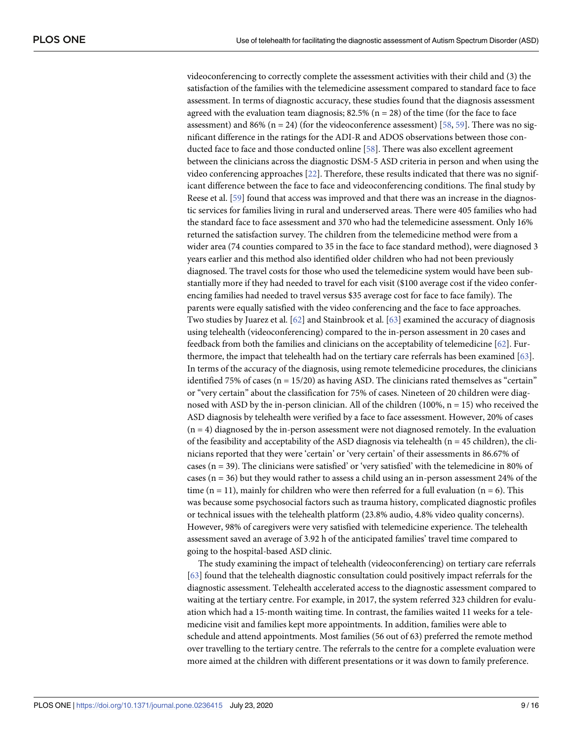videoconferencing to correctly complete the assessment activities with their child and (3) the satisfaction of the families with the telemedicine assessment compared to standard face to face assessment. In terms of diagnostic accuracy, these studies found that the diagnosis assessment agreed with the evaluation team diagnosis; 82.5% (n = 28) of the time (for the face to face assessment) and 86% (n = 24) (for the videoconference assessment) [58, 59]. There was no significant difference in the ratings for the ADI-R and ADOS observations between those conducted face to face and those conducted online [58]. There was also excellent agreement between the clinicians across the diagnostic DSM-5 ASD criteria in person and when using the video conferencing approaches [22]. Therefore, these results indicated that there was no significant difference between the face to face and videoconferencing conditions. The final study by Reese et al. [59] found that access was improved and that there was an increase in the diagnostic services for families living in rural and underserved areas. There were 405 families who had the standard face to face assessment and 370 who had the telemedicine assessment. Only 16% returned the satisfaction survey. The children from the telemedicine method were from a wider area (74 counties compared to 35 in the face to face standard method), were diagnosed 3 years earlier and this method also identified older children who had not been previously diagnosed. The travel costs for those who used the telemedicine system would have been substantially more if they had needed to travel for each visit ($100 average cost if the video conferencing families had needed to travel versus $35 average cost for face to face family). The parents were equally satisfied with the video conferencing and the face to face approaches. Two studies by Juarez et al. [62] and Stainbrook et al. [63] examined the accuracy of diagnosis using telehealth (videoconferencing) compared to the in-person assessment in 20 cases and feedback from both the families and clinicians on the acceptability of telemedicine [62]. Furthermore, the impact that telehealth had on the tertiary care referrals has been examined [63]. In terms of the accuracy of the diagnosis, using remote telemedicine procedures, the clinicians identified 75% of cases (n = 15/20) as having ASD. The clinicians rated themselves as "certain" or "very certain" about the classification for 75% of cases. Nineteen of 20 children were diagnosed with ASD by the in-person clinician. All of the children (100%, n = 15) who received the ASD diagnosis by telehealth were verified by a face to face assessment. However, 20% of cases (n = 4) diagnosed by the in-person assessment were not diagnosed remotely. In the evaluation of the feasibility and acceptability of the ASD diagnosis via telehealth (n = 45 children), the clinicians reported that they were 'certain' or 'very certain' of their assessments in 86.67% of cases (n = 39). The clinicians were satisfied' or 'very satisfied' with the telemedicine in 80% of cases (n = 36) but they would rather to assess a child using an in-person assessment 24% of the time (n = 11), mainly for children who were then referred for a full evaluation (n = 6). This was because some psychosocial factors such as trauma history, complicated diagnostic profiles or technical issues with the telehealth platform (23.8% audio, 4.8% video quality concerns). However, 98% of caregivers were very satisfied with telemedicine experience. The telehealth assessment saved an average of 3.92 h of the anticipated families' travel time compared to going to the hospital-based ASD clinic.

The study examining the impact of telehealth (videoconferencing) on tertiary care referrals [63] found that the telehealth diagnostic consultation could positively impact referrals for the diagnostic assessment. Telehealth accelerated access to the diagnostic assessment compared to waiting at the tertiary centre. For example, in 2017, the system referred 323 children for evaluation which had a 15-month waiting time. In contrast, the families waited 11 weeks for a telemedicine visit and families kept more appointments. In addition, families were able to schedule and attend appointments. Most families (56 out of 63) preferred the remote method over travelling to the tertiary centre. The referrals to the centre for a complete evaluation were more aimed at the children with different presentations or it was down to family preference.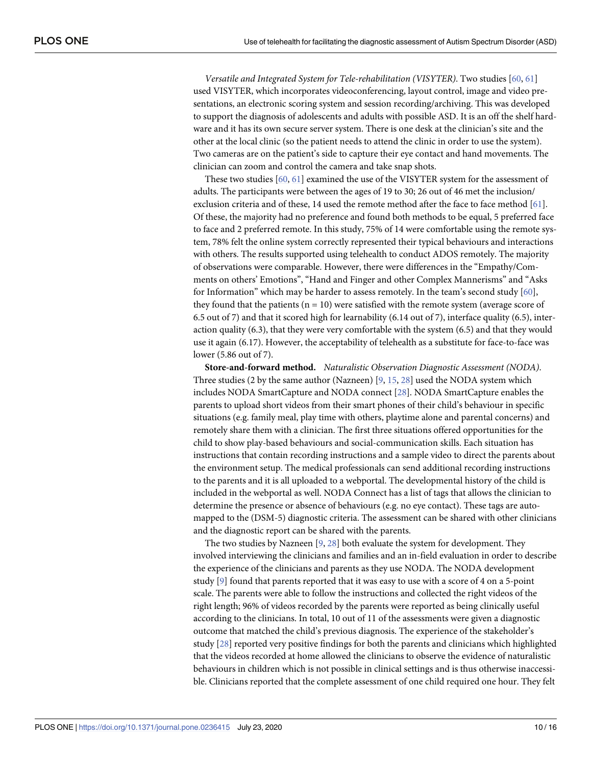*Versatile and Integrated System for Tele-rehabilitation (VISYTER)*. Two studies [60, 61] used VISYTER, which incorporates videoconferencing, layout control, image and video presentations, an electronic scoring system and session recording/archiving. This was developed to support the diagnosis of adolescents and adults with possible ASD. It is an off the shelf hardware and it has its own secure server system. There is one desk at the clinician's site and the other at the local clinic (so the patient needs to attend the clinic in order to use the system). Two cameras are on the patient's side to capture their eye contact and hand movements. The clinician can zoom and control the camera and take snap shots.

These two studies [60, 61] examined the use of the VISYTER system for the assessment of adults. The participants were between the ages of 19 to 30; 26 out of 46 met the inclusion/exclusion criteria and of these, 14 used the remote method after the face to face method [61]. Of these, the majority had no preference and found both methods to be equal, 5 preferred face to face and 2 preferred remote. In this study, 75% of 14 were comfortable using the remote system, 78% felt the online system correctly represented their typical behaviours and interactions with others. The results supported using telehealth to conduct ADOS remotely. The majority of observations were comparable. However, there were differences in the "Empathy/Comments on others' Emotions", "Hand and Finger and other Complex Mannerisms" and "Asks for Information" which may be harder to assess remotely. In the team's second study [60], they found that the patients (n = 10) were satisfied with the remote system (average score of 6.5 out of 7) and that it scored high for learnability (6.14 out of 7), interface quality (6.5), interaction quality (6.3), that they were very comfortable with the system (6.5) and that they would use it again (6.17). However, the acceptability of telehealth as a substitute for face-to-face was lower (5.86 out of 7).

**Store-and-forward method.** *Naturalistic Observation Diagnostic Assessment (NODA)*. Three studies (2 by the same author (Nazneen) [9, 15, 28] used the NODA system which includes NODA SmartCapture and NODA connect [28]. NODA SmartCapture enables the parents to upload short videos from their smart phones of their child's behaviour in specific situations (e.g. family meal, play time with others, playtime alone and parental concerns) and remotely share them with a clinician. The first three situations offered opportunities for the child to show play-based behaviours and social-communication skills. Each situation has instructions that contain recording instructions and a sample video to direct the parents about the environment setup. The medical professionals can send additional recording instructions to the parents and it is all uploaded to a webportal. The developmental history of the child is included in the webportal as well. NODA Connect has a list of tags that allows the clinician to determine the presence or absence of behaviours (e.g. no eye contact). These tags are auto-mapped to the (DSM-5) diagnostic criteria. The assessment can be shared with other clinicians and the diagnostic report can be shared with the parents.

The two studies by Nazneen [9, 28] both evaluate the system for development. They involved interviewing the clinicians and families and an in-field evaluation in order to describe the experience of the clinicians and parents as they use NODA. The NODA development study [9] found that parents reported that it was easy to use with a score of 4 on a 5-point scale. The parents were able to follow the instructions and collected the right videos of the right length; 96% of videos recorded by the parents were reported as being clinically useful according to the clinicians. In total, 10 out of 11 of the assessments were given a diagnostic outcome that matched the child's previous diagnosis. The experience of the stakeholder's study [28] reported very positive findings for both the parents and clinicians which highlighted that the videos recorded at home allowed the clinicians to observe the evidence of naturalistic behaviours in children which is not possible in clinical settings and is thus otherwise inaccessible. Clinicians reported that the complete assessment of one child required one hour. They felt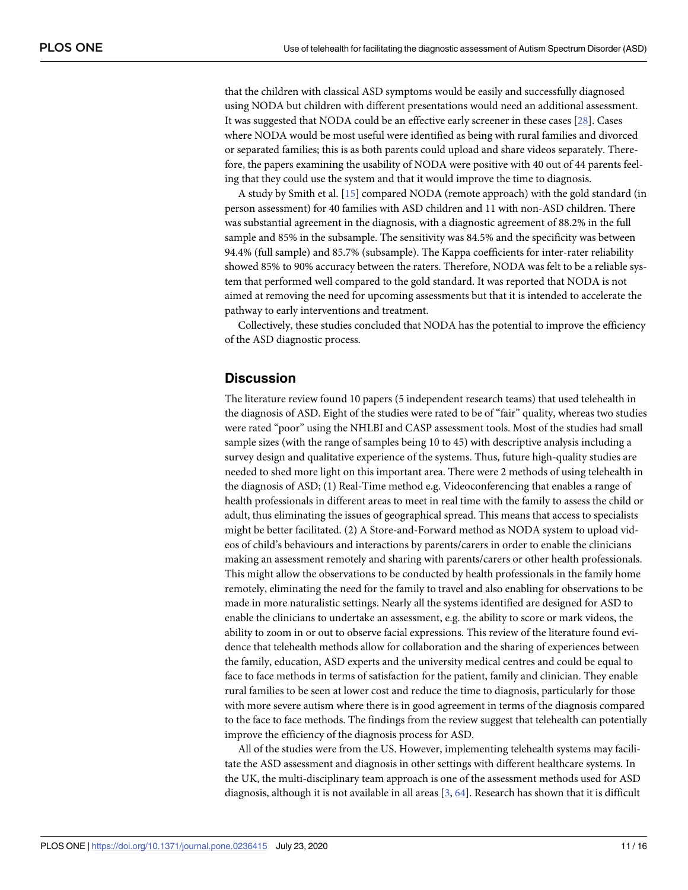that the children with classical ASD symptoms would be easily and successfully diagnosed using NODA but children with different presentations would need an additional assessment. It was suggested that NODA could be an effective early screener in these cases [28]. Cases where NODA would be most useful were identified as being with rural families and divorced or separated families; this is as both parents could upload and share videos separately. Therefore, the papers examining the usability of NODA were positive with 40 out of 44 parents feeling that they could use the system and that it would improve the time to diagnosis.

A study by Smith et al. [15] compared NODA (remote approach) with the gold standard (in person assessment) for 40 families with ASD children and 11 with non-ASD children. There was substantial agreement in the diagnosis, with a diagnostic agreement of 88.2% in the full sample and 85% in the subsample. The sensitivity was 84.5% and the specificity was between 94.4% (full sample) and 85.7% (subsample). The Kappa coefficients for inter-rater reliability showed 85% to 90% accuracy between the raters. Therefore, NODA was felt to be a reliable system that performed well compared to the gold standard. It was reported that NODA is not aimed at removing the need for upcoming assessments but that it is intended to accelerate the pathway to early interventions and treatment.

Collectively, these studies concluded that NODA has the potential to improve the efficiency of the ASD diagnostic process.

## Discussion

The literature review found 10 papers (5 independent research teams) that used telehealth in the diagnosis of ASD. Eight of the studies were rated to be of "fair" quality, whereas two studies were rated "poor" using the NHLBI and CASP assessment tools. Most of the studies had small sample sizes (with the range of samples being 10 to 45) with descriptive analysis including a survey design and qualitative experience of the systems. Thus, future high-quality studies are needed to shed more light on this important area. There were 2 methods of using telehealth in the diagnosis of ASD; (1) Real-Time method e.g. Videoconferencing that enables a range of health professionals in different areas to meet in real time with the family to assess the child or adult, thus eliminating the issues of geographical spread. This means that access to specialists might be better facilitated. (2) A Store-and-Forward method as NODA system to upload videos of child's behaviours and interactions by parents/carers in order to enable the clinicians making an assessment remotely and sharing with parents/carers or other health professionals. This might allow the observations to be conducted by health professionals in the family home remotely, eliminating the need for the family to travel and also enabling for observations to be made in more naturalistic settings. Nearly all the systems identified are designed for ASD to enable the clinicians to undertake an assessment, e.g. the ability to score or mark videos, the ability to zoom in or out to observe facial expressions. This review of the literature found evidence that telehealth methods allow for collaboration and the sharing of experiences between the family, education, ASD experts and the university medical centres and could be equal to face to face methods in terms of satisfaction for the patient, family and clinician. They enable rural families to be seen at lower cost and reduce the time to diagnosis, particularly for those with more severe autism where there is in good agreement in terms of the diagnosis compared to the face to face methods. The findings from the review suggest that telehealth can potentially improve the efficiency of the diagnosis process for ASD.

All of the studies were from the US. However, implementing telehealth systems may facilitate the ASD assessment and diagnosis in other settings with different healthcare systems. In the UK, the multi-disciplinary team approach is one of the assessment methods used for ASD diagnosis, although it is not available in all areas [3, 64]. Research has shown that it is difficult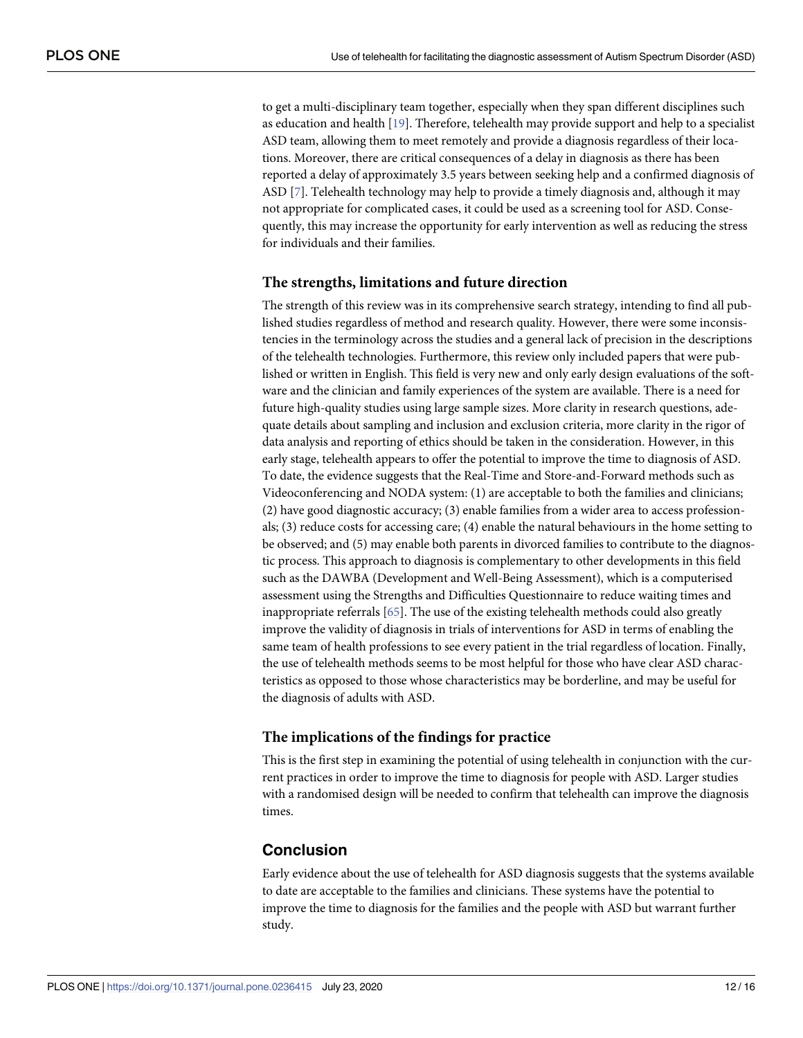to get a multi-disciplinary team together, especially when they span different disciplines such as education and health [19]. Therefore, telehealth may provide support and help to a specialist ASD team, allowing them to meet remotely and provide a diagnosis regardless of their locations. Moreover, there are critical consequences of a delay in diagnosis as there has been reported a delay of approximately 3.5 years between seeking help and a confirmed diagnosis of ASD [7]. Telehealth technology may help to provide a timely diagnosis and, although it may not appropriate for complicated cases, it could be used as a screening tool for ASD. Consequently, this may increase the opportunity for early intervention as well as reducing the stress for individuals and their families.

### The strengths, limitations and future direction

The strength of this review was in its comprehensive search strategy, intending to find all published studies regardless of method and research quality. However, there were some inconsistencies in the terminology across the studies and a general lack of precision in the descriptions of the telehealth technologies. Furthermore, this review only included papers that were published or written in English. This field is very new and only early design evaluations of the software and the clinician and family experiences of the system are available. There is a need for future high-quality studies using large sample sizes. More clarity in research questions, adequate details about sampling and inclusion and exclusion criteria, more clarity in the rigor of data analysis and reporting of ethics should be taken in the consideration. However, in this early stage, telehealth appears to offer the potential to improve the time to diagnosis of ASD. To date, the evidence suggests that the Real-Time and Store-and-Forward methods such as Videoconferencing and NODA system: (1) are acceptable to both the families and clinicians; (2) have good diagnostic accuracy; (3) enable families from a wider area to access professionals; (3) reduce costs for accessing care; (4) enable the natural behaviours in the home setting to be observed; and (5) may enable both parents in divorced families to contribute to the diagnostic process. This approach to diagnosis is complementary to other developments in this field such as the DAWBA (Development and Well-Being Assessment), which is a computerised assessment using the Strengths and Difficulties Questionnaire to reduce waiting times and inappropriate referrals [65]. The use of the existing telehealth methods could also greatly improve the validity of diagnosis in trials of interventions for ASD in terms of enabling the same team of health professions to see every patient in the trial regardless of location. Finally, the use of telehealth methods seems to be most helpful for those who have clear ASD characteristics as opposed to those whose characteristics may be borderline, and may be useful for the diagnosis of adults with ASD.

### The implications of the findings for practice

This is the first step in examining the potential of using telehealth in conjunction with the current practices in order to improve the time to diagnosis for people with ASD. Larger studies with a randomised design will be needed to confirm that telehealth can improve the diagnosis times.

## Conclusion

Early evidence about the use of telehealth for ASD diagnosis suggests that the systems available to date are acceptable to the families and clinicians. These systems have the potential to improve the time to diagnosis for the families and the people with ASD but warrant further study.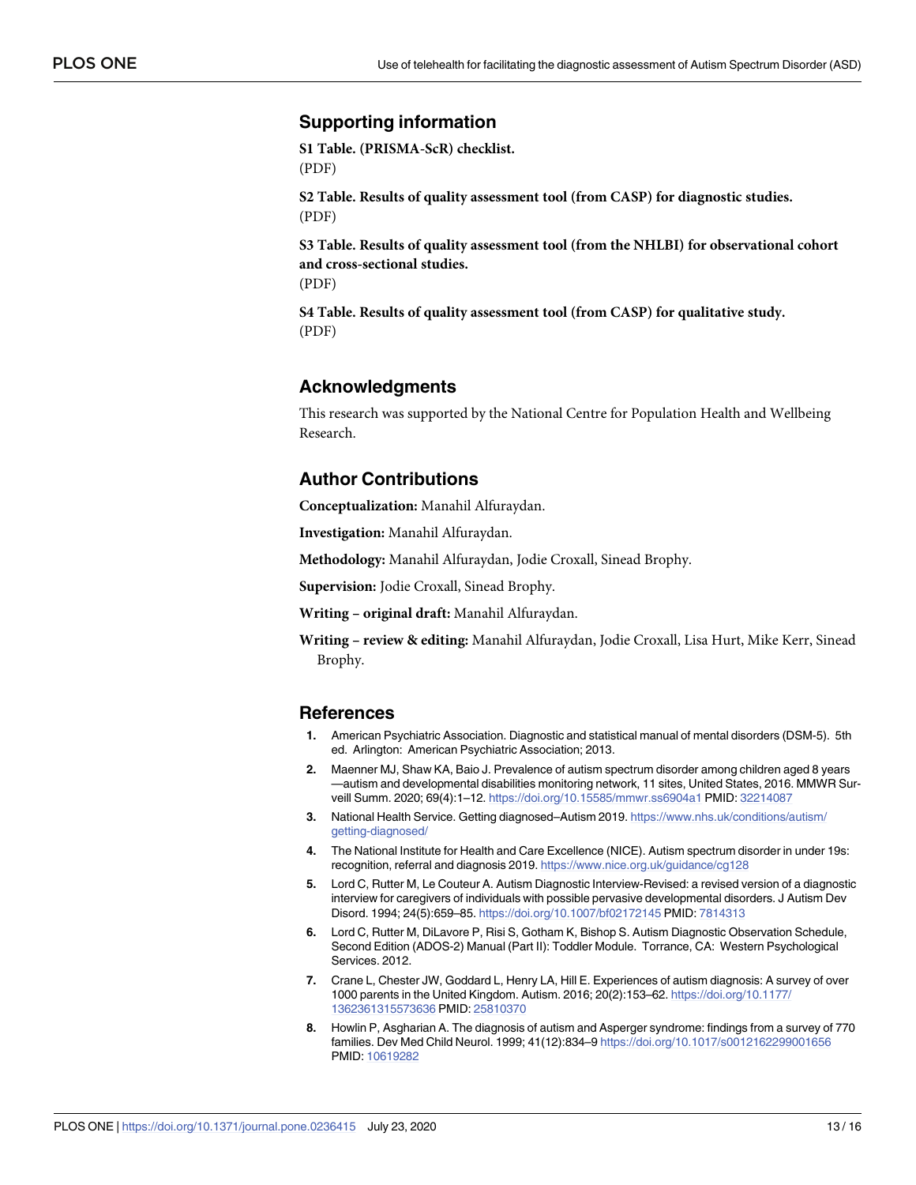## Supporting information

**S1 Table. (PRISMA-ScR) checklist.**
(PDF)

**S2 Table. Results of quality assessment tool (from CASP) for diagnostic studies.**
(PDF)

**S3 Table. Results of quality assessment tool (from the NHLBI) for observational cohort and cross-sectional studies.**
(PDF)

**S4 Table. Results of quality assessment tool (from CASP) for qualitative study.**
(PDF)

## Acknowledgments

This research was supported by the National Centre for Population Health and Wellbeing Research.

## Author Contributions

**Conceptualization:** Manahil Alfuraydan.

**Investigation:** Manahil Alfuraydan.

**Methodology:** Manahil Alfuraydan, Jodie Croxall, Sinead Brophy.

**Supervision:** Jodie Croxall, Sinead Brophy.

**Writing – original draft:** Manahil Alfuraydan.

**Writing – review & editing:** Manahil Alfuraydan, Jodie Croxall, Lisa Hurt, Mike Kerr, Sinead Brophy.

## References

1. American Psychiatric Association. Diagnostic and statistical manual of mental disorders (DSM-5). 5th ed. Arlington: American Psychiatric Association; 2013.
2. Maenner MJ, Shaw KA, Baio J. Prevalence of autism spectrum disorder among children aged 8 years —autism and developmental disabilities monitoring network, 11 sites, United States, 2016. MMWR Surveill Summ. 2020; 69(4):1–12. https://doi.org/10.15585/mmwr.ss6904a1 PMID: 32214087
3. National Health Service. Getting diagnosed–Autism 2019. https://www.nhs.uk/conditions/autism/getting-diagnosed/
4. The National Institute for Health and Care Excellence (NICE). Autism spectrum disorder in under 19s: recognition, referral and diagnosis 2019. https://www.nice.org.uk/guidance/cg128
5. Lord C, Rutter M, Le Couteur A. Autism Diagnostic Interview-Revised: a revised version of a diagnostic interview for caregivers of individuals with possible pervasive developmental disorders. J Autism Dev Disord. 1994; 24(5):659–85. https://doi.org/10.1007/bf02172145 PMID: 7814313
6. Lord C, Rutter M, DiLavore P, Risi S, Gotham K, Bishop S. Autism Diagnostic Observation Schedule, Second Edition (ADOS-2) Manual (Part II): Toddler Module. Torrance, CA: Western Psychological Services. 2012.
7. Crane L, Chester JW, Goddard L, Henry LA, Hill E. Experiences of autism diagnosis: A survey of over 1000 parents in the United Kingdom. Autism. 2016; 20(2):153–62. https://doi.org/10.1177/1362361315573636 PMID: 25810370
8. Howlin P, Asgharian A. The diagnosis of autism and Asperger syndrome: findings from a survey of 770 families. Dev Med Child Neurol. 1999; 41(12):834–9 https://doi.org/10.1017/s0012162299001656 PMID: 10619282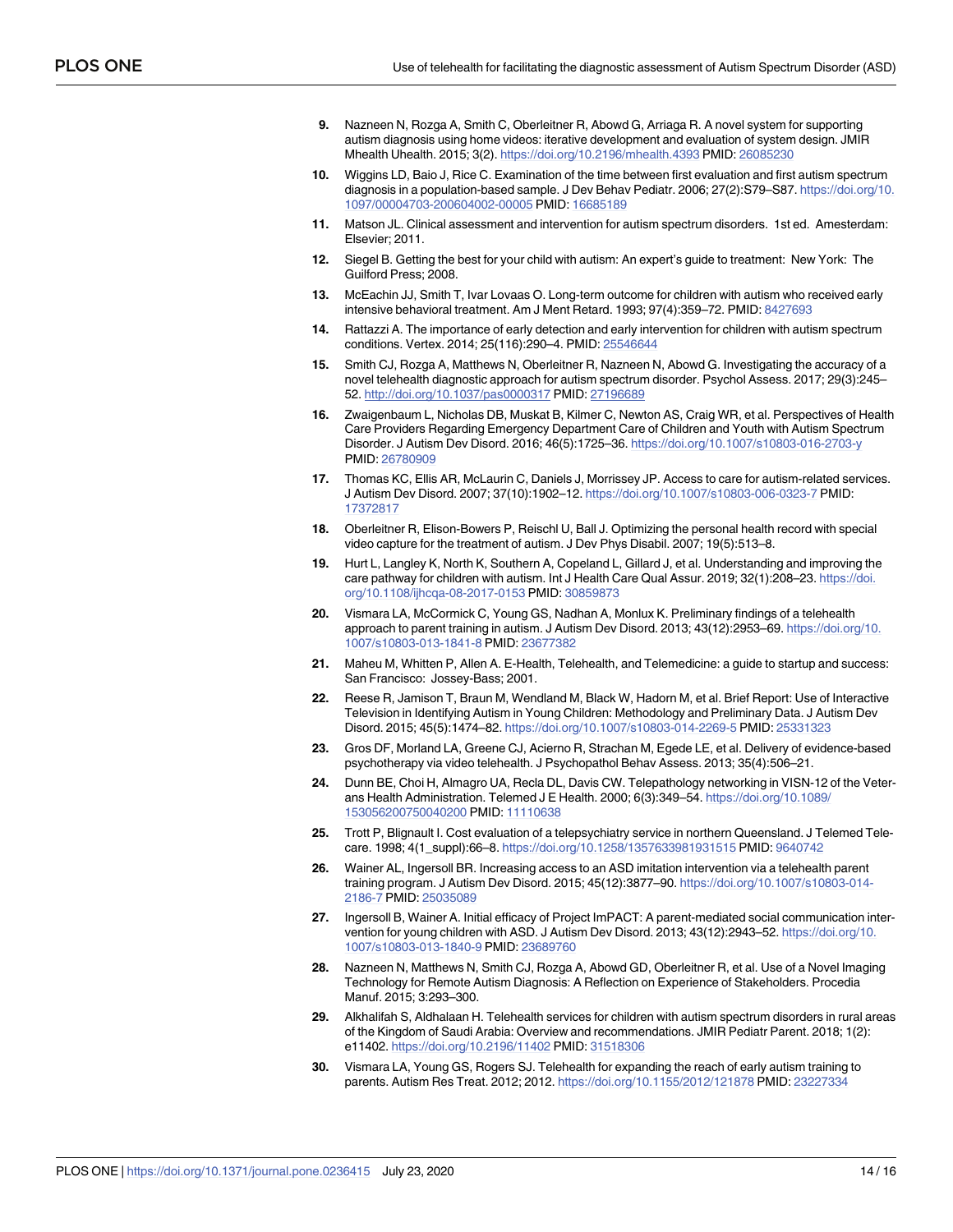9. Nazneen N, Rozga A, Smith C, Oberleitner R, Abowd G, Arriaga R. A novel system for supporting autism diagnosis using home videos: iterative development and evaluation of system design. JMIR Mhealth Uhealth. 2015; 3(2). https://doi.org/10.2196/mhealth.4393 PMID: 26085230

10. Wiggins LD, Baio J, Rice C. Examination of the time between first evaluation and first autism spectrum diagnosis in a population-based sample. J Dev Behav Pediatr. 2006; 27(2):S79–S87. https://doi.org/10.1097/00004703-200604002-00005 PMID: 16685189

11. Matson JL. Clinical assessment and intervention for autism spectrum disorders. 1st ed. Amsterdam: Elsevier; 2011.

12. Siegel B. Getting the best for your child with autism: An expert's guide to treatment: New York: The Guilford Press; 2008.

13. McEachin JJ, Smith T, Ivar Lovaas O. Long-term outcome for children with autism who received early intensive behavioral treatment. Am J Ment Retard. 1993; 97(4):359–72. PMID: 8427693

14. Rattazzi A. The importance of early detection and early intervention for children with autism spectrum conditions. Vertex. 2014; 25(116):290–4. PMID: 25546644

15. Smith CJ, Rozga A, Matthews N, Oberleitner R, Nazneen N, Abowd G. Investigating the accuracy of a novel telehealth diagnostic approach for autism spectrum disorder. Psychol Assess. 2017; 29(3):245–52. http://doi.org/10.1037/pas0000317 PMID: 27196689

16. Zwaigenbaum L, Nicholas DB, Muskat B, Kilmer C, Newton AS, Craig WR, et al. Perspectives of Health Care Providers Regarding Emergency Department Care of Children and Youth with Autism Spectrum Disorder. J Autism Dev Disord. 2016; 46(5):1725–36. https://doi.org/10.1007/s10803-016-2703-y PMID: 26780909

17. Thomas KC, Ellis AR, McLaurin C, Daniels J, Morrissey JP. Access to care for autism-related services. J Autism Dev Disord. 2007; 37(10):1902–12. https://doi.org/10.1007/s10803-006-0323-7 PMID: 17372817

18. Oberleitner R, Elison-Bowers P, Reischl U, Ball J. Optimizing the personal health record with special video capture for the treatment of autism. J Dev Phys Disabil. 2007; 19(5):513–8.

19. Hurt L, Langley K, North K, Southern A, Copeland L, Gillard J, et al. Understanding and improving the care pathway for children with autism. Int J Health Care Qual Assur. 2019; 32(1):208–23. https://doi.org/10.1108/ijhcqa-08-2017-0153 PMID: 30859873

20. Vismara LA, McCormick C, Young GS, Nadhan A, Monlux K. Preliminary findings of a telehealth approach to parent training in autism. J Autism Dev Disord. 2013; 43(12):2953–69. https://doi.org/10.1007/s10803-013-1841-8 PMID: 23677382

21. Maheu M, Whitten P, Allen A. E-Health, Telehealth, and Telemedicine: a guide to startup and success: San Francisco: Jossey-Bass; 2001.

22. Reese R, Jamison T, Braun M, Wendland M, Black W, Hadorn M, et al. Brief Report: Use of Interactive Television in Identifying Autism in Young Children: Methodology and Preliminary Data. J Autism Dev Disord. 2015; 45(5):1474–82. https://doi.org/10.1007/s10803-014-2269-5 PMID: 25331323

23. Gros DF, Morland LA, Greene CJ, Acierno R, Strachan M, Egede LE, et al. Delivery of evidence-based psychotherapy via video telehealth. J Psychopathol Behav Assess. 2013; 35(4):506–21.

24. Dunn BE, Choi H, Almagro UA, Recla DL, Davis CW. Telepathology networking in VISN-12 of the Veterans Health Administration. Telemed J E Health. 2000; 6(3):349–54. https://doi.org/10.1089/153056200750040200 PMID: 11110638

25. Trott P, Blignault I. Cost evaluation of a telepsychiatry service in northern Queensland. J Telemed Telecare. 1998; 4(1_suppl):66–8. https://doi.org/10.1258/1357633981931515 PMID: 9640742

26. Wainer AL, Ingersoll BR. Increasing access to an ASD imitation intervention via a telehealth parent training program. J Autism Dev Disord. 2015; 45(12):3877–90. https://doi.org/10.1007/s10803-014-2186-7 PMID: 25035089

27. Ingersoll B, Wainer A. Initial efficacy of Project ImPACT: A parent-mediated social communication intervention for young children with ASD. J Autism Dev Disord. 2013; 43(12):2943–52. https://doi.org/10.1007/s10803-013-1840-9 PMID: 23689760

28. Nazneen N, Matthews N, Smith CJ, Rozga A, Abowd GD, Oberleitner R, et al. Use of a Novel Imaging Technology for Remote Autism Diagnosis: A Reflection on Experience of Stakeholders. Procedia Manuf. 2015; 3:293–300.

29. Alkhalifah S, Aldhalaan H. Telehealth services for children with autism spectrum disorders in rural areas of the Kingdom of Saudi Arabia: Overview and recommendations. JMIR Pediatr Parent. 2018; 1(2): e11402. https://doi.org/10.2196/11402 PMID: 31518306

30. Vismara LA, Young GS, Rogers SJ. Telehealth for expanding the reach of early autism training to parents. Autism Res Treat. 2012; 2012. https://doi.org/10.1155/2012/121878 PMID: 23227334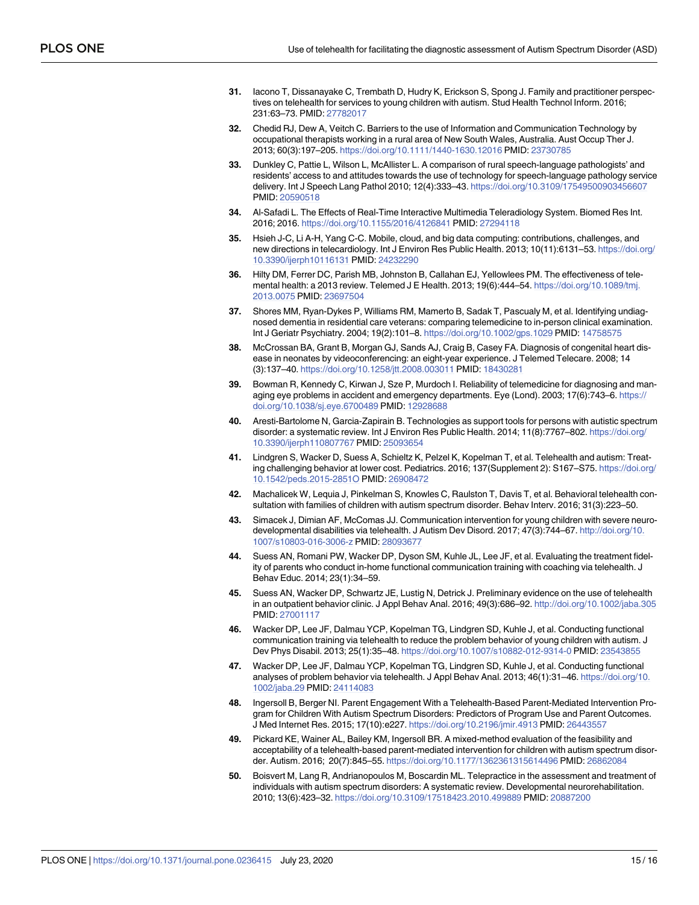31. Iacono T, Dissanayake C, Trembath D, Hudry K, Erickson S, Spong J. Family and practitioner perspectives on telehealth for services to young children with autism. Stud Health Technol Inform. 2016; 231:63–73. PMID: 27782017

32. Chedid RJ, Dew A, Veitch C. Barriers to the use of Information and Communication Technology by occupational therapists working in a rural area of New South Wales, Australia. Aust Occup Ther J. 2013; 60(3):197–205. https://doi.org/10.1111/1440-1630.12016 PMID: 23730785

33. Dunkley C, Pattie L, Wilson L, McAllister L. A comparison of rural speech-language pathologists' and residents' access to and attitudes towards the use of technology for speech-language pathology service delivery. Int J Speech Lang Pathol 2010; 12(4):333–43. https://doi.org/10.3109/17549500903456607 PMID: 20590518

34. Al-Safadi L. The Effects of Real-Time Interactive Multimedia Teleradiology System. Biomed Res Int. 2016; 2016. https://doi.org/10.1155/2016/4126841 PMID: 27294118

35. Hsieh J-C, Li A-H, Yang C-C. Mobile, cloud, and big data computing: contributions, challenges, and new directions in telecardiology. Int J Environ Res Public Health. 2013; 10(11):6131–53. https://doi.org/10.3390/ijerph10116131 PMID: 24232290

36. Hilty DM, Ferrer DC, Parish MB, Johnston B, Callahan EJ, Yellowlees PM. The effectiveness of telemental health: a 2013 review. Telemed J E Health. 2013; 19(6):444–54. https://doi.org/10.1089/tmj.2013.0075 PMID: 23697504

37. Shores MM, Ryan-Dykes P, Williams RM, Mamerto B, Sadak T, Pascualy M, et al. Identifying undiagnosed dementia in residential care veterans: comparing telemedicine to in-person clinical examination. Int J Geriatr Psychiatry. 2004; 19(2):101–8. https://doi.org/10.1002/gps.1029 PMID: 14758575

38. McCrossan BA, Grant B, Morgan GJ, Sands AJ, Craig B, Casey FA. Diagnosis of congenital heart disease in neonates by videoconferencing: an eight-year experience. J Telemed Telecare. 2008; 14 (3):137–40. https://doi.org/10.1258/jtt.2008.003011 PMID: 18430281

39. Bowman R, Kennedy C, Kirwan J, Sze P, Murdoch I. Reliability of telemedicine for diagnosing and managing eye problems in accident and emergency departments. Eye (Lond). 2003; 17(6):743–6. https://doi.org/10.1038/sj.eye.6700489 PMID: 12928688

40. Aresti-Bartolome N, Garcia-Zapirain B. Technologies as support tools for persons with autistic spectrum disorder: a systematic review. Int J Environ Res Public Health. 2014; 11(8):7767–802. https://doi.org/10.3390/ijerph110807767 PMID: 25093654

41. Lindgren S, Wacker D, Suess A, Schieltz K, Pelzel K, Kopelman T, et al. Telehealth and autism: Treating challenging behavior at lower cost. Pediatrics. 2016; 137(Supplement 2): S167–S75. https://doi.org/10.1542/peds.2015-2851O PMID: 26908472

42. Machalicek W, Lequia J, Pinkelman S, Knowles C, Raulston T, Davis T, et al. Behavioral telehealth consultation with families of children with autism spectrum disorder. Behav Interv. 2016; 31(3):223–50.

43. Simacek J, Dimian AF, McComas JJ. Communication intervention for young children with severe neurodevelopmental disabilities via telehealth. J Autism Dev Disord. 2017; 47(3):744–67. http://doi.org/10.1007/s10803-016-3006-z PMID: 28093677

44. Suess AN, Romani PW, Wacker DP, Dyson SM, Kuhle JL, Lee JF, et al. Evaluating the treatment fidelity of parents who conduct in-home functional communication training with coaching via telehealth. J Behav Educ. 2014; 23(1):34–59.

45. Suess AN, Wacker DP, Schwartz JE, Lustig N, Detrick J. Preliminary evidence on the use of telehealth in an outpatient behavior clinic. J Appl Behav Anal. 2016; 49(3):686–92. http://doi.org/10.1002/jaba.305 PMID: 27001117

46. Wacker DP, Lee JF, Dalmau YCP, Kopelman TG, Lindgren SD, Kuhle J, et al. Conducting functional communication training via telehealth to reduce the problem behavior of young children with autism. J Dev Phys Disabil. 2013; 25(1):35–48. https://doi.org/10.1007/s10882-012-9314-0 PMID: 23543855

47. Wacker DP, Lee JF, Dalmau YCP, Kopelman TG, Lindgren SD, Kuhle J, et al. Conducting functional analyses of problem behavior via telehealth. J Appl Behav Anal. 2013; 46(1):31–46. https://doi.org/10.1002/jaba.29 PMID: 24114083

48. Ingersoll B, Berger NI. Parent Engagement With a Telehealth-Based Parent-Mediated Intervention Program for Children With Autism Spectrum Disorders: Predictors of Program Use and Parent Outcomes. J Med Internet Res. 2015; 17(10):e227. https://doi.org/10.2196/jmir.4913 PMID: 26443557

49. Pickard KE, Wainer AL, Bailey KM, Ingersoll BR. A mixed-method evaluation of the feasibility and acceptability of a telehealth-based parent-mediated intervention for children with autism spectrum disorder. Autism. 2016; 20(7):845–55. https://doi.org/10.1177/1362361315614496 PMID: 26862084

50. Boisvert M, Lang R, Andrianopoulos M, Boscardin ML. Telepractice in the assessment and treatment of individuals with autism spectrum disorders: A systematic review. Developmental neurorehabilitation. 2010; 13(6):423–32. https://doi.org/10.3109/17518423.2010.499889 PMID: 20887200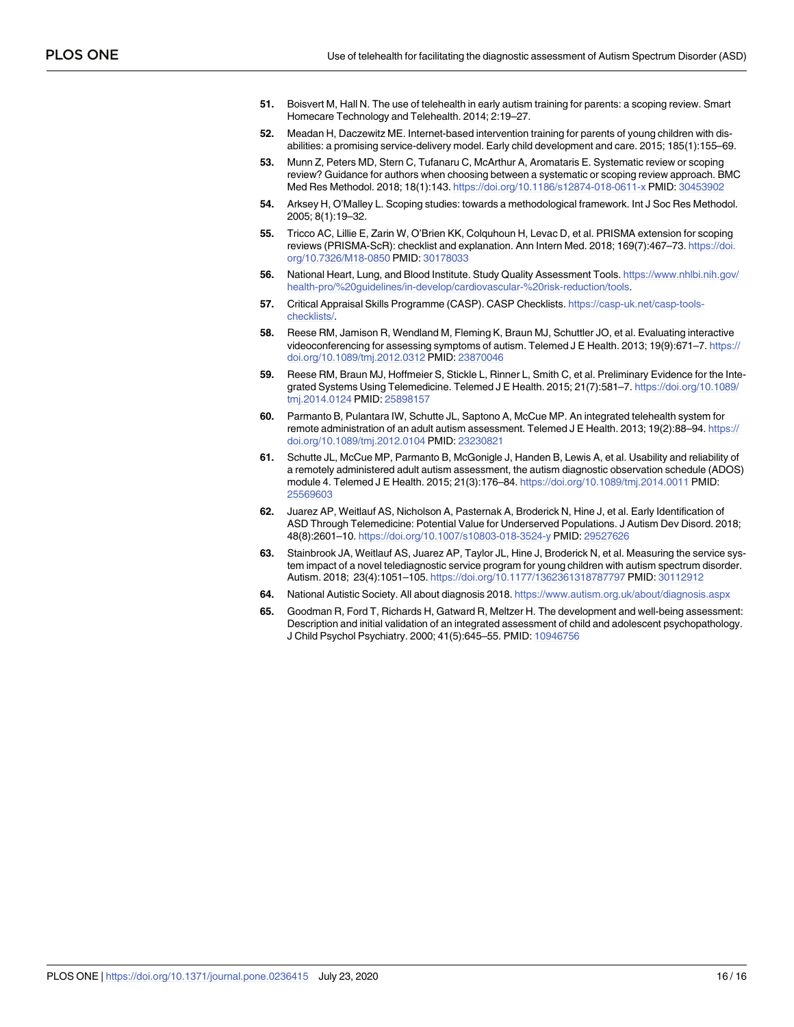51. Boisvert M, Hall N. The use of telehealth in early autism training for parents: a scoping review. Smart Homecare Technology and Telehealth. 2014; 2:19–27.
52. Meadan H, Daczewitz ME. Internet-based intervention training for parents of young children with disabilities: a promising service-delivery model. Early child development and care. 2015; 185(1):155–69.
53. Munn Z, Peters MD, Stern C, Tufanaru C, McArthur A, Aromataris E. Systematic review or scoping review? Guidance for authors when choosing between a systematic or scoping review approach. BMC Med Res Methodol. 2018; 18(1):143. https://doi.org/10.1186/s12874-018-0611-x PMID: 30453902
54. Arksey H, O'Malley L. Scoping studies: towards a methodological framework. Int J Soc Res Methodol. 2005; 8(1):19–32.
55. Tricco AC, Lillie E, Zarin W, O'Brien KK, Colquhoun H, Levac D, et al. PRISMA extension for scoping reviews (PRISMA-ScR): checklist and explanation. Ann Intern Med. 2018; 169(7):467–73. https://doi.org/10.7326/M18-0850 PMID: 30178033
56. National Heart, Lung, and Blood Institute. Study Quality Assessment Tools. https://www.nhlbi.nih.gov/health-pro/%20guidelines/in-develop/cardiovascular-%20risk-reduction/tools.
57. Critical Appraisal Skills Programme (CASP). CASP Checklists. https://casp-uk.net/casp-tools-checklists/.
58. Reese RM, Jamison R, Wendland M, Fleming K, Braun MJ, Schuttler JO, et al. Evaluating interactive videoconferencing for assessing symptoms of autism. Telemed J E Health. 2013; 19(9):671–7. https://doi.org/10.1089/tmj.2012.0312 PMID: 23870046
59. Reese RM, Braun MJ, Hoffmeier S, Stickle L, Rinner L, Smith C, et al. Preliminary Evidence for the Integrated Systems Using Telemedicine. Telemed J E Health. 2015; 21(7):581–7. https://doi.org/10.1089/tmj.2014.0124 PMID: 25898157
60. Parmanto B, Pulantara IW, Schutte JL, Saptono A, McCue MP. An integrated telehealth system for remote administration of an adult autism assessment. Telemed J E Health. 2013; 19(2):88–94. https://doi.org/10.1089/tmj.2012.0104 PMID: 23230821
61. Schutte JL, McCue MP, Parmanto B, McGonigle J, Handen B, Lewis A, et al. Usability and reliability of a remotely administered adult autism assessment, the autism diagnostic observation schedule (ADOS) module 4. Telemed J E Health. 2015; 21(3):176–84. https://doi.org/10.1089/tmj.2014.0011 PMID: 25569603
62. Juarez AP, Weitlauf AS, Nicholson A, Pasternak A, Broderick N, Hine J, et al. Early Identification of ASD Through Telemedicine: Potential Value for Underserved Populations. J Autism Dev Disord. 2018; 48(8):2601–10. https://doi.org/10.1007/s10803-018-3524-y PMID: 29527626
63. Stainbrook JA, Weitlauf AS, Juarez AP, Taylor JL, Hine J, Broderick N, et al. Measuring the service system impact of a novel telediagnostic service program for young children with autism spectrum disorder. Autism. 2018; 23(4):1051–105. https://doi.org/10.1177/1362361318787797 PMID: 30112912
64. National Autistic Society. All about diagnosis 2018. https://www.autism.org.uk/about/diagnosis.aspx
65. Goodman R, Ford T, Richards H, Gatward R, Meltzer H. The development and well-being assessment: Description and initial validation of an integrated assessment of child and adolescent psychopathology. J Child Psychol Psychiatry. 2000; 41(5):645–55. PMID: 10946756